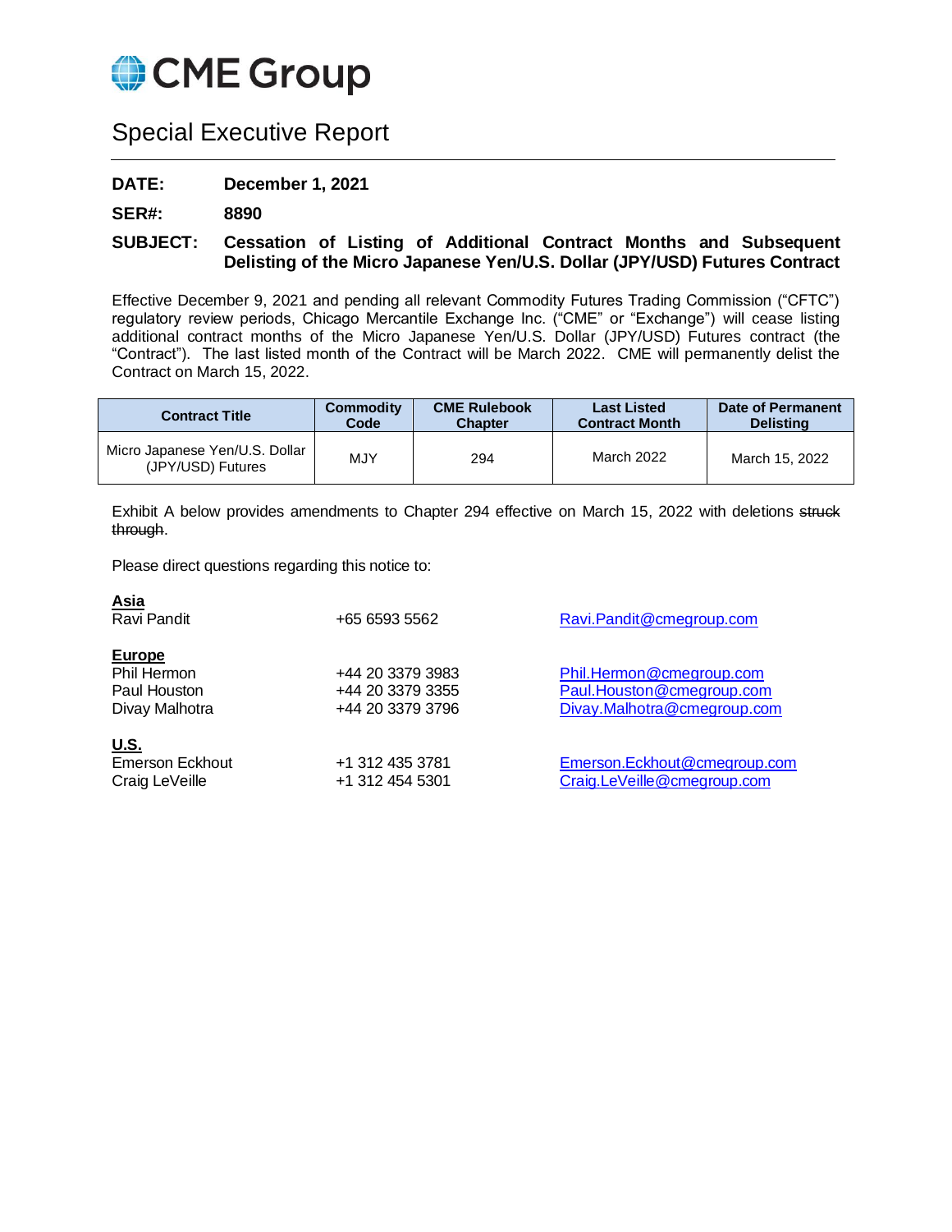CME Group

# Special Executive Report

**DATE:** **December 1, 2021**

**SER#:** **8890**

**SUBJECT:** **Cessation of Listing of Additional Contract Months and Subsequent Delisting of the Micro Japanese Yen/U.S. Dollar (JPY/USD) Futures Contract**

Effective December 9, 2021 and pending all relevant Commodity Futures Trading Commission ("CFTC") regulatory review periods, Chicago Mercantile Exchange Inc. ("CME" or "Exchange") will cease listing additional contract months of the Micro Japanese Yen/U.S. Dollar (JPY/USD) Futures contract (the "Contract"). The last listed month of the Contract will be March 2022. CME will permanently delist the Contract on March 15, 2022.

| Contract Title | Commodity Code | CME Rulebook Chapter | Last Listed Contract Month | Date of Permanent Delisting |
|---|---|---|---|---|
| Micro Japanese Yen/U.S. Dollar (JPY/USD) Futures | MJY | 294 | March 2022 | March 15, 2022 |

Exhibit A below provides amendments to Chapter 294 effective on March 15, 2022 with deletions ~~struck through~~.

Please direct questions regarding this notice to:

**Asia**

| | | |
|---|---|---|
| Ravi Pandit | +65 6593 5562 | Ravi.Pandit@cmegroup.com |

**Europe**

| | | |
|---|---|---|
| Phil Hermon | +44 20 3379 3983 | Phil.Hermon@cmegroup.com |
| Paul Houston | +44 20 3379 3355 | Paul.Houston@cmegroup.com |
| Divay Malhotra | +44 20 3379 3796 | Divay.Malhotra@cmegroup.com |

**U.S.**

| | | |
|---|---|---|
| Emerson Eckhout | +1 312 435 3781 | Emerson.Eckhout@cmegroup.com |
| Craig LeVeille | +1 312 454 5301 | Craig.LeVeille@cmegroup.com |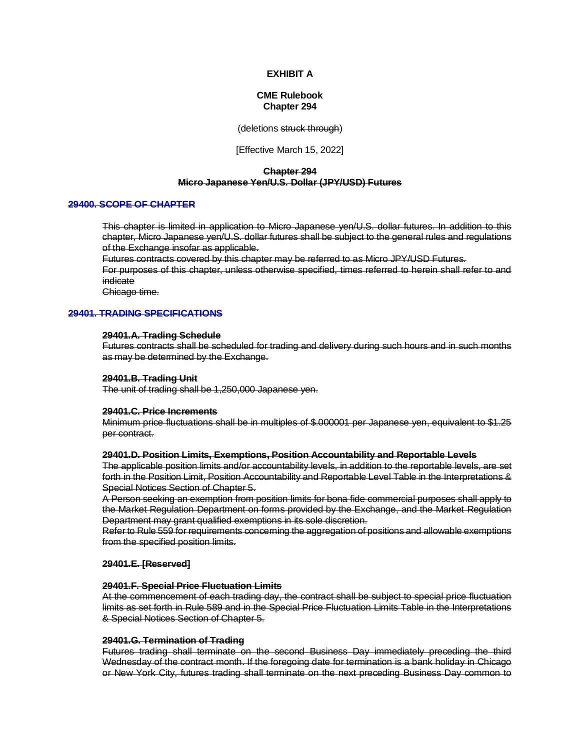**EXHIBIT A**

**CME Rulebook**
**Chapter 294**

(deletions ~~struck through~~)

[Effective March 15, 2022]

**~~Chapter 294~~**
**~~Micro Japanese Yen/U.S. Dollar (JPY/USD) Futures~~**

## ~~29400. SCOPE OF CHAPTER~~

~~This chapter is limited in application to Micro Japanese yen/U.S. dollar futures. In addition to this chapter, Micro Japanese yen/U.S. dollar futures shall be subject to the general rules and regulations of the Exchange insofar as applicable.~~
~~Futures contracts covered by this chapter may be referred to as Micro JPY/USD Futures.~~
~~For purposes of this chapter, unless otherwise specified, times referred to herein shall refer to and indicate~~
~~Chicago time.~~

## ~~29401. TRADING SPECIFICATIONS~~

**~~29401.A. Trading Schedule~~**
~~Futures contracts shall be scheduled for trading and delivery during such hours and in such months as may be determined by the Exchange.~~

**~~29401.B. Trading Unit~~**
~~The unit of trading shall be 1,250,000 Japanese yen.~~

**~~29401.C. Price Increments~~**
~~Minimum price fluctuations shall be in multiples of $.000001 per Japanese yen, equivalent to $1.25 per contract.~~

**~~29401.D. Position Limits, Exemptions, Position Accountability and Reportable Levels~~**
~~The applicable position limits and/or accountability levels, in addition to the reportable levels, are set forth in the Position Limit, Position Accountability and Reportable Level Table in the Interpretations & Special Notices Section of Chapter 5.~~
~~A Person seeking an exemption from position limits for bona fide commercial purposes shall apply to the Market Regulation Department on forms provided by the Exchange, and the Market Regulation Department may grant qualified exemptions in its sole discretion.~~
~~Refer to Rule 559 for requirements concerning the aggregation of positions and allowable exemptions from the specified position limits.~~

**~~29401.E. [Reserved]~~**

**~~29401.F. Special Price Fluctuation Limits~~**
~~At the commencement of each trading day, the contract shall be subject to special price fluctuation limits as set forth in Rule 589 and in the Special Price Fluctuation Limits Table in the Interpretations & Special Notices Section of Chapter 5.~~

**~~29401.G. Termination of Trading~~**
~~Futures trading shall terminate on the second Business Day immediately preceding the third Wednesday of the contract month. If the foregoing date for termination is a bank holiday in Chicago or New York City, futures trading shall terminate on the next preceding Business Day common to~~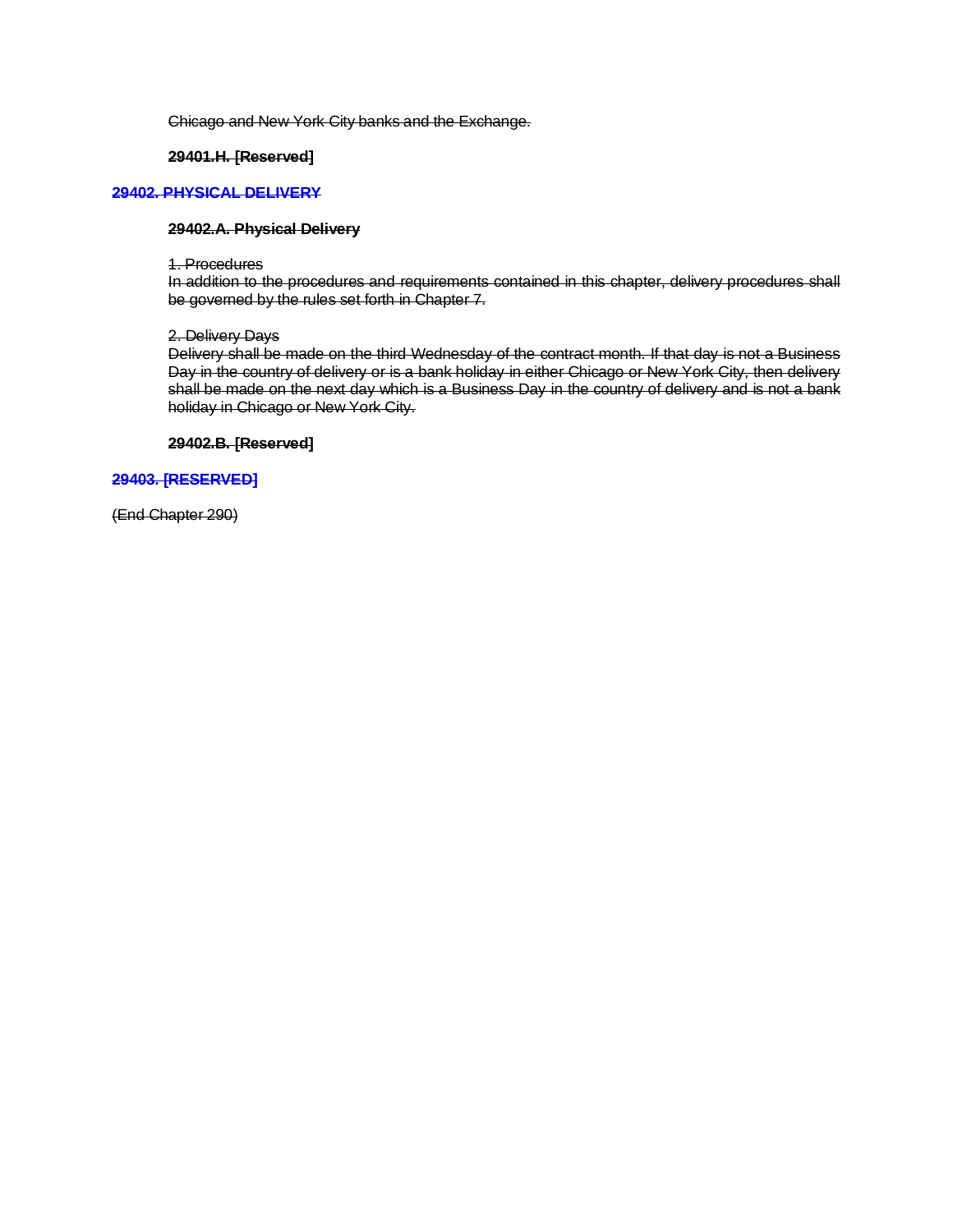~~Chicago and New York City banks and the Exchange.~~

**~~29401.H. [Reserved]~~**

## ~~29402. PHYSICAL DELIVERY~~

**~~29402.A. Physical Delivery~~**

~~1. Procedures~~
~~In addition to the procedures and requirements contained in this chapter, delivery procedures shall be governed by the rules set forth in Chapter 7.~~

~~2. Delivery Days~~
~~Delivery shall be made on the third Wednesday of the contract month. If that day is not a Business Day in the country of delivery or is a bank holiday in either Chicago or New York City, then delivery shall be made on the next day which is a Business Day in the country of delivery and is not a bank holiday in Chicago or New York City.~~

**~~29402.B. [Reserved]~~**

## ~~29403. [RESERVED]~~

~~(End Chapter 290)~~